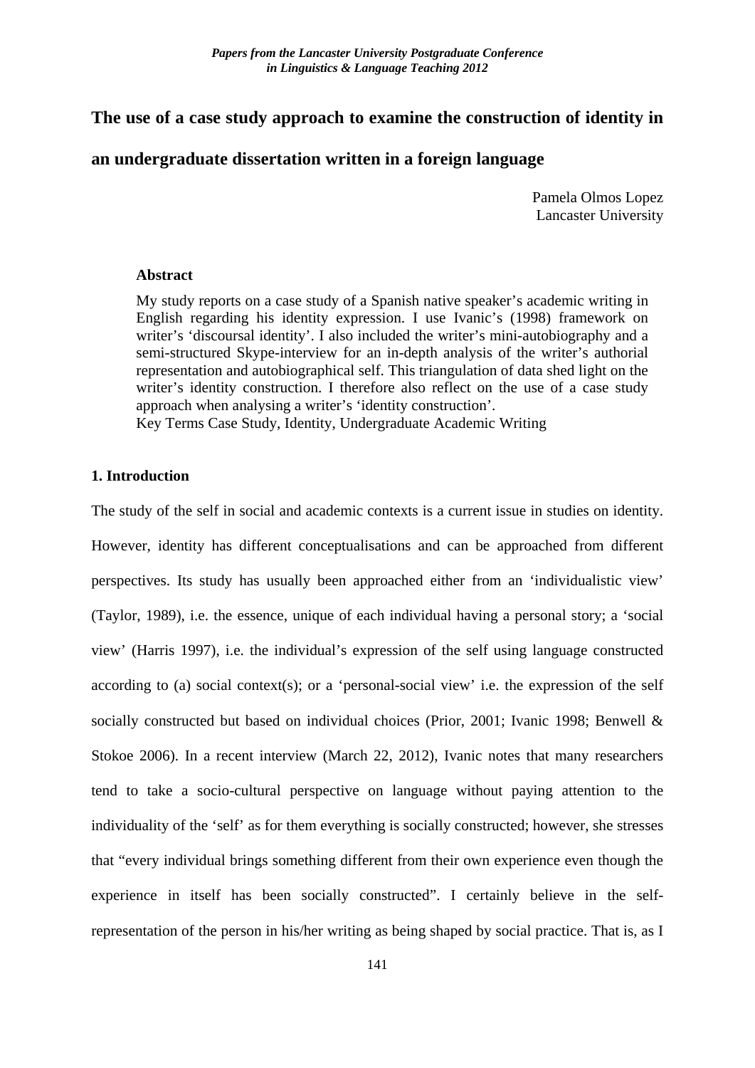# The use of a case study approach to examine the construction of identity in an undergraduate dissertation written in a foreign language

Pamela Olmos Lopez
Lancaster University

### Abstract

My study reports on a case study of a Spanish native speaker's academic writing in English regarding his identity expression. I use Ivanic's (1998) framework on writer's 'discoursal identity'. I also included the writer's mini-autobiography and a semi-structured Skype-interview for an in-depth analysis of the writer's authorial representation and autobiographical self. This triangulation of data shed light on the writer's identity construction. I therefore also reflect on the use of a case study approach when analysing a writer's 'identity construction'.
Key Terms Case Study, Identity, Undergraduate Academic Writing

## 1. Introduction

The study of the self in social and academic contexts is a current issue in studies on identity. However, identity has different conceptualisations and can be approached from different perspectives. Its study has usually been approached either from an 'individualistic view' (Taylor, 1989), i.e. the essence, unique of each individual having a personal story; a 'social view' (Harris 1997), i.e. the individual's expression of the self using language constructed according to (a) social context(s); or a 'personal-social view' i.e. the expression of the self socially constructed but based on individual choices (Prior, 2001; Ivanic 1998; Benwell & Stokoe 2006). In a recent interview (March 22, 2012), Ivanic notes that many researchers tend to take a socio-cultural perspective on language without paying attention to the individuality of the 'self' as for them everything is socially constructed; however, she stresses that "every individual brings something different from their own experience even though the experience in itself has been socially constructed". I certainly believe in the self-representation of the person in his/her writing as being shaped by social practice. That is, as I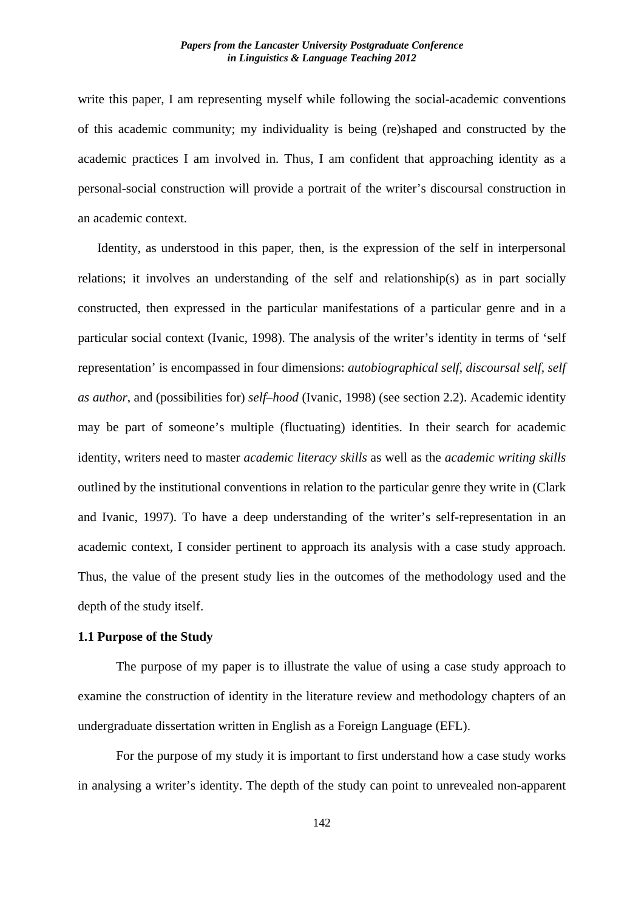write this paper, I am representing myself while following the social-academic conventions of this academic community; my individuality is being (re)shaped and constructed by the academic practices I am involved in. Thus, I am confident that approaching identity as a personal-social construction will provide a portrait of the writer's discoursal construction in an academic context.

Identity, as understood in this paper, then, is the expression of the self in interpersonal relations; it involves an understanding of the self and relationship(s) as in part socially constructed, then expressed in the particular manifestations of a particular genre and in a particular social context (Ivanic, 1998). The analysis of the writer's identity in terms of 'self representation' is encompassed in four dimensions: *autobiographical self*, *discoursal self*, *self as author*, and (possibilities for) *self–hood* (Ivanic, 1998) (see section 2.2). Academic identity may be part of someone's multiple (fluctuating) identities. In their search for academic identity, writers need to master *academic literacy skills* as well as the *academic writing skills* outlined by the institutional conventions in relation to the particular genre they write in (Clark and Ivanic, 1997). To have a deep understanding of the writer's self-representation in an academic context, I consider pertinent to approach its analysis with a case study approach. Thus, the value of the present study lies in the outcomes of the methodology used and the depth of the study itself.

**1.1 Purpose of the Study**

The purpose of my paper is to illustrate the value of using a case study approach to examine the construction of identity in the literature review and methodology chapters of an undergraduate dissertation written in English as a Foreign Language (EFL).

For the purpose of my study it is important to first understand how a case study works in analysing a writer's identity. The depth of the study can point to unrevealed non-apparent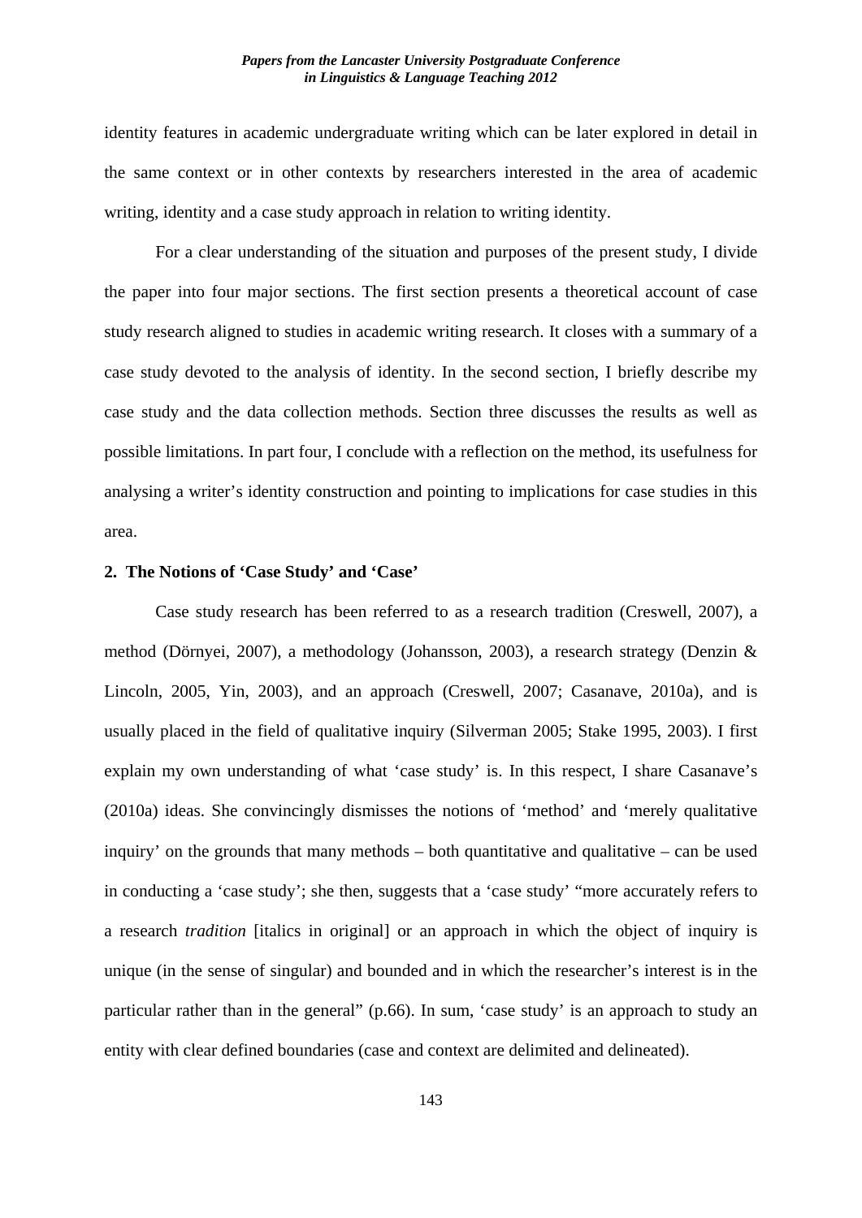identity features in academic undergraduate writing which can be later explored in detail in the same context or in other contexts by researchers interested in the area of academic writing, identity and a case study approach in relation to writing identity.

For a clear understanding of the situation and purposes of the present study, I divide the paper into four major sections. The first section presents a theoretical account of case study research aligned to studies in academic writing research. It closes with a summary of a case study devoted to the analysis of identity. In the second section, I briefly describe my case study and the data collection methods. Section three discusses the results as well as possible limitations. In part four, I conclude with a reflection on the method, its usefulness for analysing a writer's identity construction and pointing to implications for case studies in this area.

## 2. The Notions of 'Case Study' and 'Case'

Case study research has been referred to as a research tradition (Creswell, 2007), a method (Dörnyei, 2007), a methodology (Johansson, 2003), a research strategy (Denzin & Lincoln, 2005, Yin, 2003), and an approach (Creswell, 2007; Casanave, 2010a), and is usually placed in the field of qualitative inquiry (Silverman 2005; Stake 1995, 2003). I first explain my own understanding of what 'case study' is. In this respect, I share Casanave's (2010a) ideas. She convincingly dismisses the notions of 'method' and 'merely qualitative inquiry' on the grounds that many methods – both quantitative and qualitative – can be used in conducting a 'case study'; she then, suggests that a 'case study' "more accurately refers to a research *tradition* [italics in original] or an approach in which the object of inquiry is unique (in the sense of singular) and bounded and in which the researcher's interest is in the particular rather than in the general" (p.66). In sum, 'case study' is an approach to study an entity with clear defined boundaries (case and context are delimited and delineated).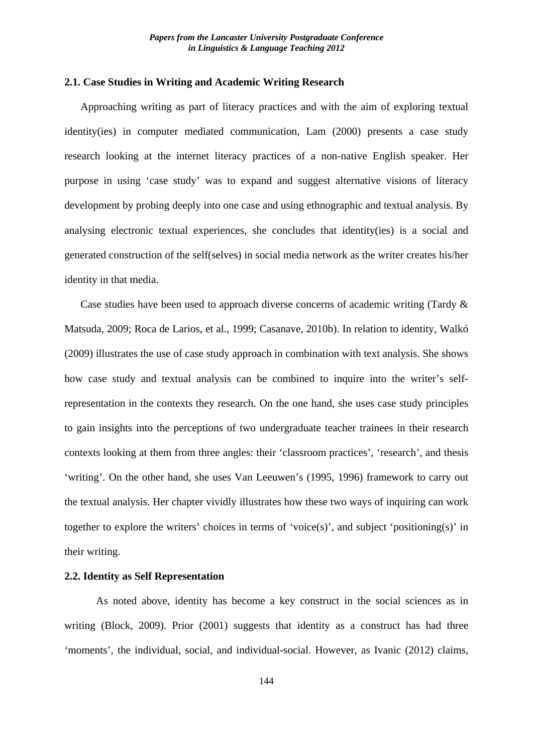### 2.1. Case Studies in Writing and Academic Writing Research

Approaching writing as part of literacy practices and with the aim of exploring textual identity(ies) in computer mediated communication, Lam (2000) presents a case study research looking at the internet literacy practices of a non-native English speaker. Her purpose in using 'case study' was to expand and suggest alternative visions of literacy development by probing deeply into one case and using ethnographic and textual analysis. By analysing electronic textual experiences, she concludes that identity(ies) is a social and generated construction of the self(selves) in social media network as the writer creates his/her identity in that media.

Case studies have been used to approach diverse concerns of academic writing (Tardy & Matsuda, 2009; Roca de Larios, et al., 1999; Casanave, 2010b). In relation to identity, Walkó (2009) illustrates the use of case study approach in combination with text analysis. She shows how case study and textual analysis can be combined to inquire into the writer's self-representation in the contexts they research. On the one hand, she uses case study principles to gain insights into the perceptions of two undergraduate teacher trainees in their research contexts looking at them from three angles: their 'classroom practices', 'research', and thesis 'writing'. On the other hand, she uses Van Leeuwen's (1995, 1996) framework to carry out the textual analysis. Her chapter vividly illustrates how these two ways of inquiring can work together to explore the writers' choices in terms of 'voice(s)', and subject 'positioning(s)' in their writing.

### 2.2. Identity as Self Representation

As noted above, identity has become a key construct in the social sciences as in writing (Block, 2009). Prior (2001) suggests that identity as a construct has had three 'moments', the individual, social, and individual-social. However, as Ivanic (2012) claims,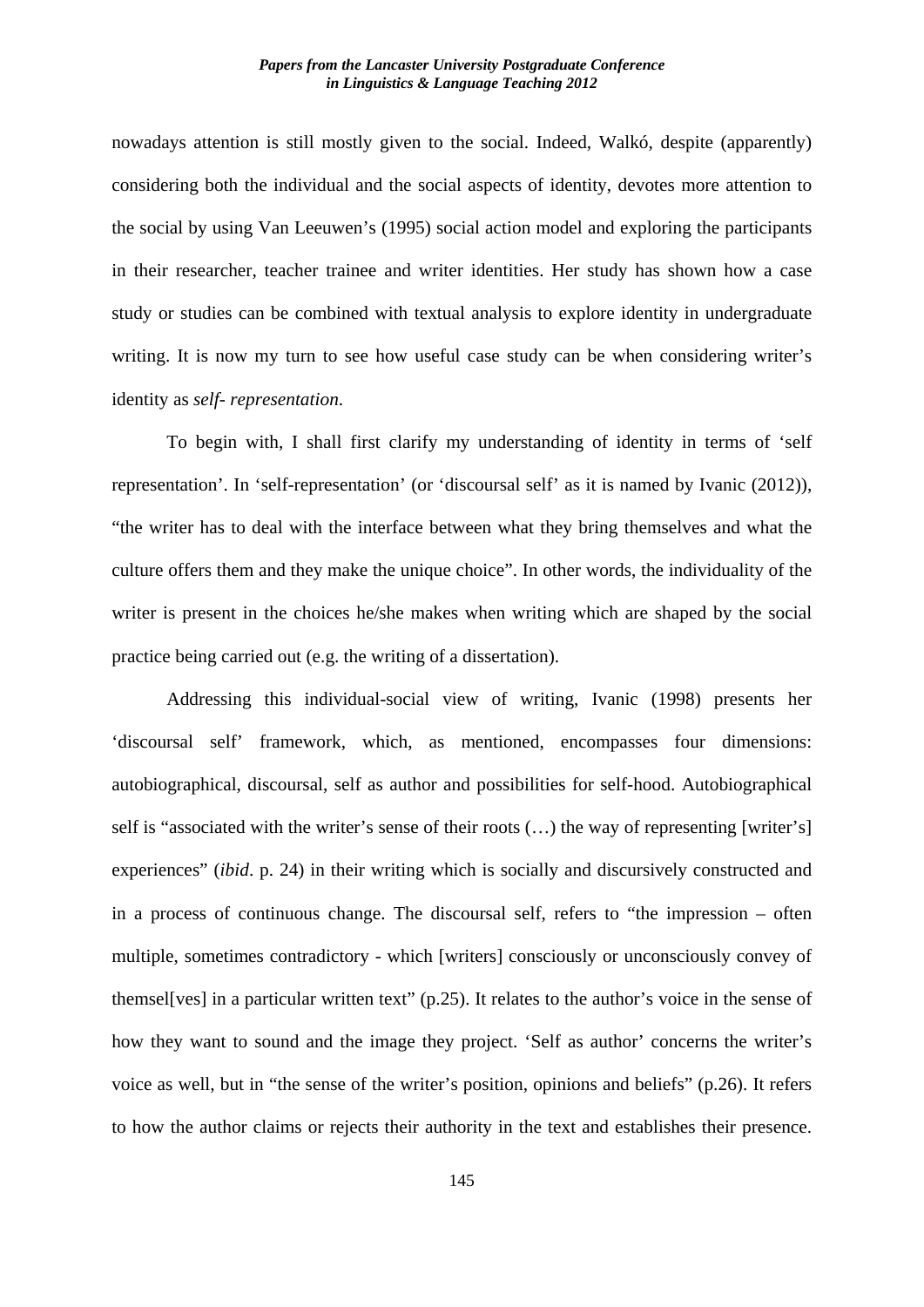nowadays attention is still mostly given to the social. Indeed, Walkó, despite (apparently) considering both the individual and the social aspects of identity, devotes more attention to the social by using Van Leeuwen's (1995) social action model and exploring the participants in their researcher, teacher trainee and writer identities. Her study has shown how a case study or studies can be combined with textual analysis to explore identity in undergraduate writing. It is now my turn to see how useful case study can be when considering writer's identity as *self- representation*.

To begin with, I shall first clarify my understanding of identity in terms of 'self representation'. In 'self-representation' (or 'discoursal self' as it is named by Ivanic (2012)), "the writer has to deal with the interface between what they bring themselves and what the culture offers them and they make the unique choice". In other words, the individuality of the writer is present in the choices he/she makes when writing which are shaped by the social practice being carried out (e.g. the writing of a dissertation).

Addressing this individual-social view of writing, Ivanic (1998) presents her 'discoursal self' framework, which, as mentioned, encompasses four dimensions: autobiographical, discoursal, self as author and possibilities for self-hood. Autobiographical self is "associated with the writer's sense of their roots (…) the way of representing [writer's] experiences" (*ibid*. p. 24) in their writing which is socially and discursively constructed and in a process of continuous change. The discoursal self, refers to "the impression – often multiple, sometimes contradictory - which [writers] consciously or unconsciously convey of themsel[ves] in a particular written text" (p.25). It relates to the author's voice in the sense of how they want to sound and the image they project. 'Self as author' concerns the writer's voice as well, but in "the sense of the writer's position, opinions and beliefs" (p.26). It refers to how the author claims or rejects their authority in the text and establishes their presence.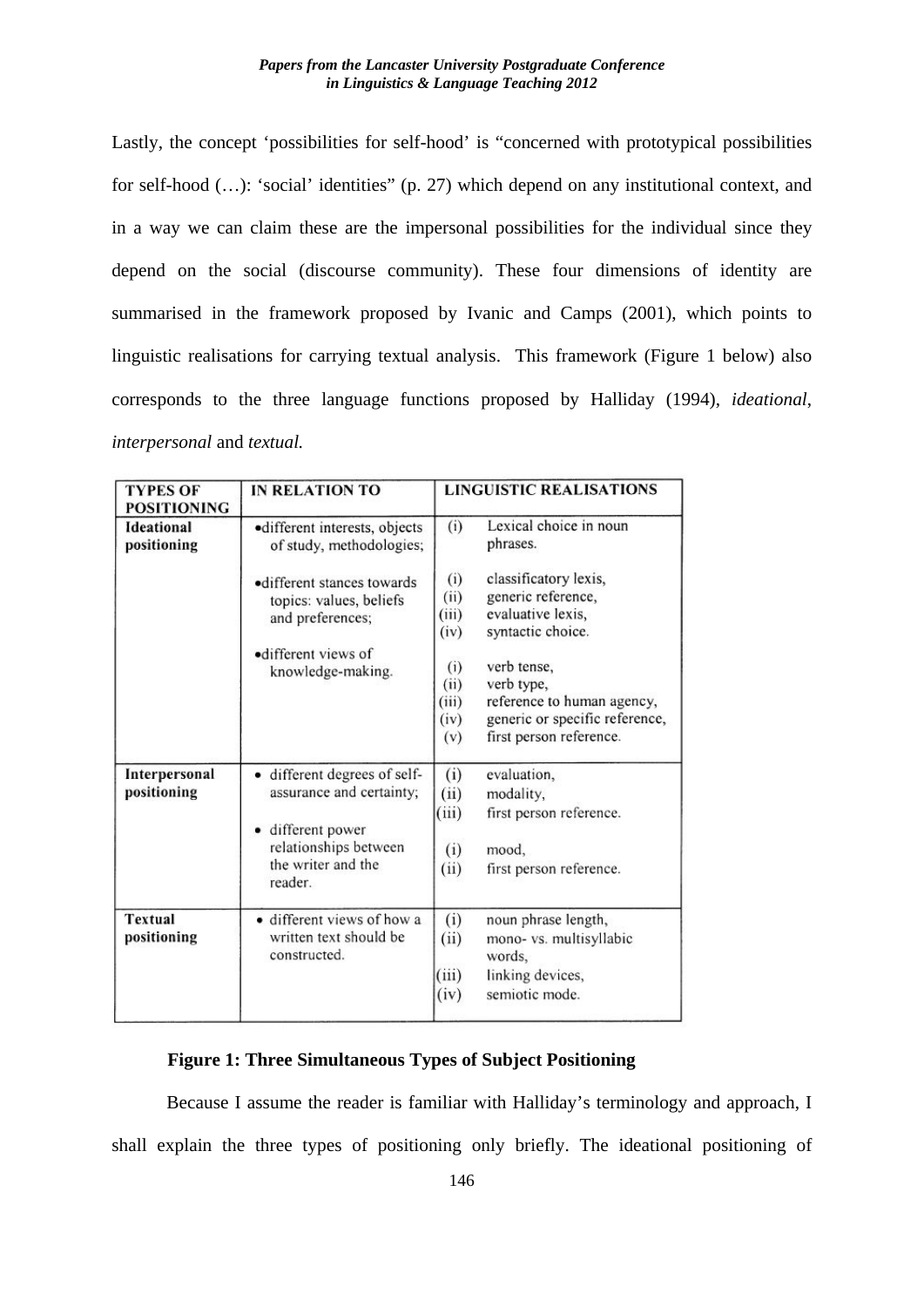Lastly, the concept 'possibilities for self-hood' is "concerned with prototypical possibilities for self-hood (…): 'social' identities" (p. 27) which depend on any institutional context, and in a way we can claim these are the impersonal possibilities for the individual since they depend on the social (discourse community). These four dimensions of identity are summarised in the framework proposed by Ivanic and Camps (2001), which points to linguistic realisations for carrying textual analysis. This framework (Figure 1 below) also corresponds to the three language functions proposed by Halliday (1994), *ideational*, *interpersonal* and *textual.*

| TYPES OF POSITIONING | IN RELATION TO | LINGUISTIC REALISATIONS |
|---|---|---|
| **Ideational positioning** | •different interests, objects of study, methodologies; | (i) Lexical choice in noun phrases. |
| | •different stances towards topics: values, beliefs and preferences; | (i) classificatory lexis, (ii) generic reference, (iii) evaluative lexis, (iv) syntactic choice. |
| | •different views of knowledge-making. | (i) verb tense, (ii) verb type, (iii) reference to human agency, (iv) generic or specific reference, (v) first person reference. |
| **Interpersonal positioning** | • different degrees of self-assurance and certainty; | (i) evaluation, (ii) modality, (iii) first person reference. |
| | • different power relationships between the writer and the reader. | (i) mood, (ii) first person reference. |
| **Textual positioning** | • different views of how a written text should be constructed. | (i) noun phrase length, (ii) mono- vs. multisyllabic words, (iii) linking devices, (iv) semiotic mode. |

**Figure 1: Three Simultaneous Types of Subject Positioning**

Because I assume the reader is familiar with Halliday's terminology and approach, I shall explain the three types of positioning only briefly. The ideational positioning of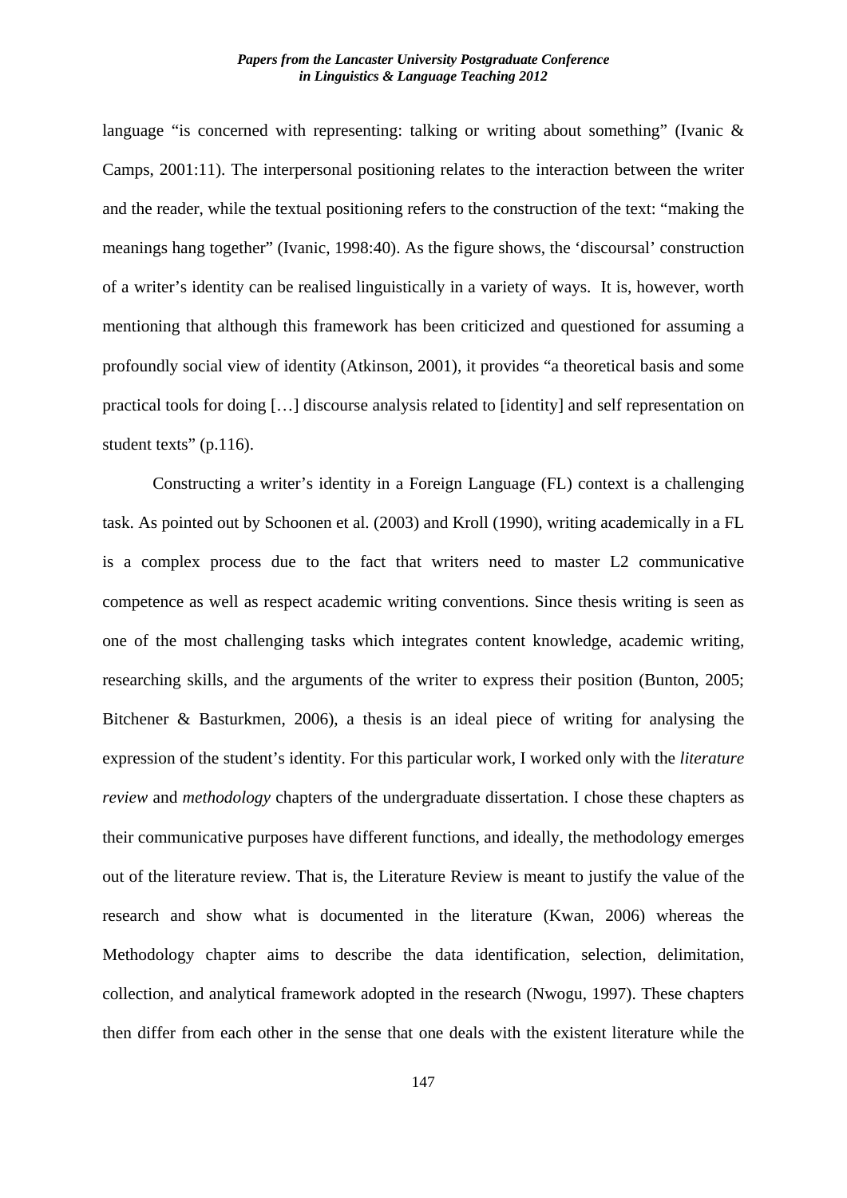language "is concerned with representing: talking or writing about something" (Ivanic & Camps, 2001:11). The interpersonal positioning relates to the interaction between the writer and the reader, while the textual positioning refers to the construction of the text: "making the meanings hang together" (Ivanic, 1998:40). As the figure shows, the 'discoursal' construction of a writer's identity can be realised linguistically in a variety of ways. It is, however, worth mentioning that although this framework has been criticized and questioned for assuming a profoundly social view of identity (Atkinson, 2001), it provides "a theoretical basis and some practical tools for doing […] discourse analysis related to [identity] and self representation on student texts" (p.116).

Constructing a writer's identity in a Foreign Language (FL) context is a challenging task. As pointed out by Schoonen et al. (2003) and Kroll (1990), writing academically in a FL is a complex process due to the fact that writers need to master L2 communicative competence as well as respect academic writing conventions. Since thesis writing is seen as one of the most challenging tasks which integrates content knowledge, academic writing, researching skills, and the arguments of the writer to express their position (Bunton, 2005; Bitchener & Basturkmen, 2006), a thesis is an ideal piece of writing for analysing the expression of the student's identity. For this particular work, I worked only with the *literature review* and *methodology* chapters of the undergraduate dissertation. I chose these chapters as their communicative purposes have different functions, and ideally, the methodology emerges out of the literature review. That is, the Literature Review is meant to justify the value of the research and show what is documented in the literature (Kwan, 2006) whereas the Methodology chapter aims to describe the data identification, selection, delimitation, collection, and analytical framework adopted in the research (Nwogu, 1997). These chapters then differ from each other in the sense that one deals with the existent literature while the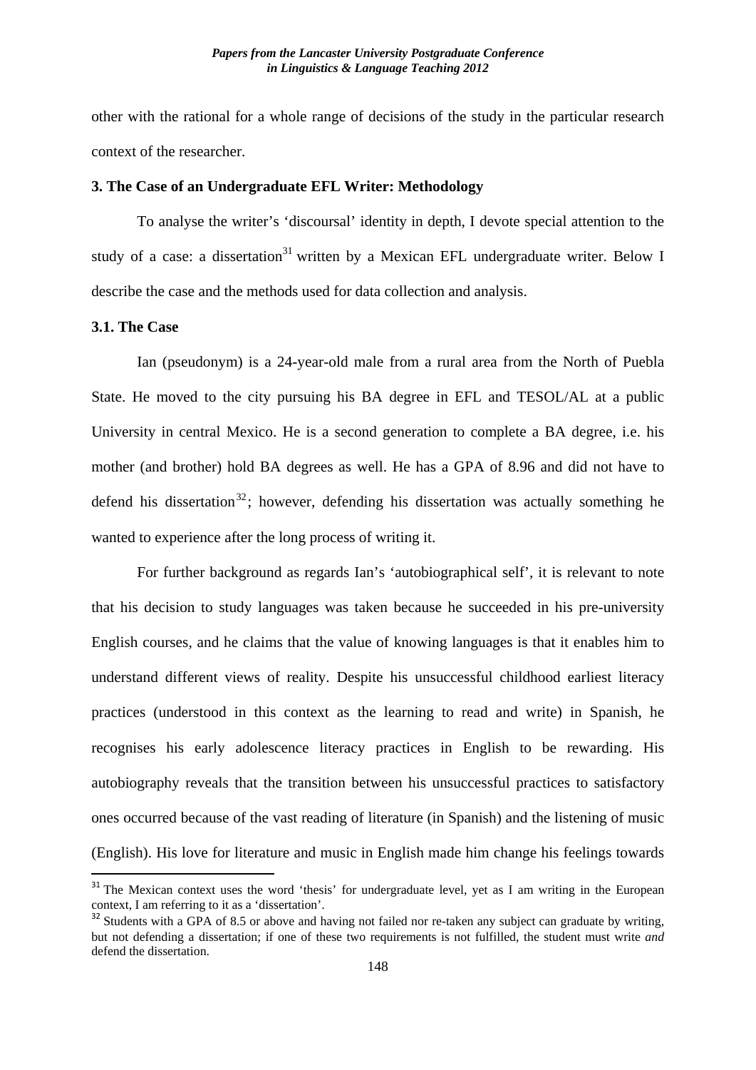other with the rational for a whole range of decisions of the study in the particular research context of the researcher.

### 3. The Case of an Undergraduate EFL Writer: Methodology

To analyse the writer's 'discoursal' identity in depth, I devote special attention to the study of a case: a dissertation[31] written by a Mexican EFL undergraduate writer. Below I describe the case and the methods used for data collection and analysis.

#### 3.1. The Case

Ian (pseudonym) is a 24-year-old male from a rural area from the North of Puebla State. He moved to the city pursuing his BA degree in EFL and TESOL/AL at a public University in central Mexico. He is a second generation to complete a BA degree, i.e. his mother (and brother) hold BA degrees as well. He has a GPA of 8.96 and did not have to defend his dissertation[32]; however, defending his dissertation was actually something he wanted to experience after the long process of writing it.

For further background as regards Ian's 'autobiographical self', it is relevant to note that his decision to study languages was taken because he succeeded in his pre-university English courses, and he claims that the value of knowing languages is that it enables him to understand different views of reality. Despite his unsuccessful childhood earliest literacy practices (understood in this context as the learning to read and write) in Spanish, he recognises his early adolescence literacy practices in English to be rewarding. His autobiography reveals that the transition between his unsuccessful practices to satisfactory ones occurred because of the vast reading of literature (in Spanish) and the listening of music (English). His love for literature and music in English made him change his feelings towards

---

[31] The Mexican context uses the word 'thesis' for undergraduate level, yet as I am writing in the European context, I am referring to it as a 'dissertation'.

[32] Students with a GPA of 8.5 or above and having not failed nor re-taken any subject can graduate by writing, but not defending a dissertation; if one of these two requirements is not fulfilled, the student must write *and* defend the dissertation.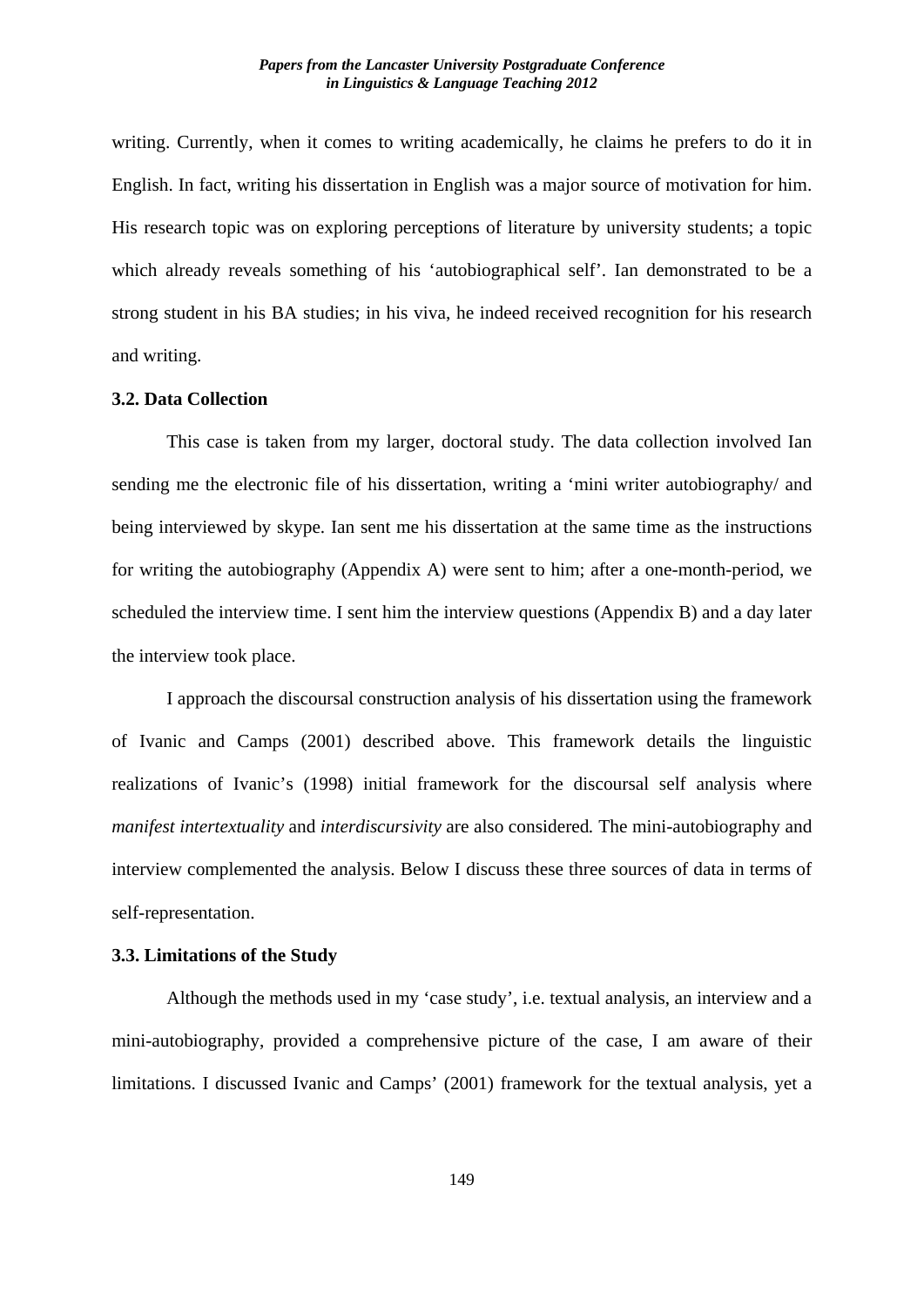writing. Currently, when it comes to writing academically, he claims he prefers to do it in English. In fact, writing his dissertation in English was a major source of motivation for him. His research topic was on exploring perceptions of literature by university students; a topic which already reveals something of his 'autobiographical self'. Ian demonstrated to be a strong student in his BA studies; in his viva, he indeed received recognition for his research and writing.

### 3.2. Data Collection

This case is taken from my larger, doctoral study. The data collection involved Ian sending me the electronic file of his dissertation, writing a 'mini writer autobiography/ and being interviewed by skype. Ian sent me his dissertation at the same time as the instructions for writing the autobiography (Appendix A) were sent to him; after a one-month-period, we scheduled the interview time. I sent him the interview questions (Appendix B) and a day later the interview took place.

I approach the discoursal construction analysis of his dissertation using the framework of Ivanic and Camps (2001) described above. This framework details the linguistic realizations of Ivanic's (1998) initial framework for the discoursal self analysis where *manifest intertextuality* and *interdiscursivity* are also considered*.* The mini-autobiography and interview complemented the analysis. Below I discuss these three sources of data in terms of self-representation.

### 3.3. Limitations of the Study

Although the methods used in my 'case study', i.e. textual analysis, an interview and a mini-autobiography, provided a comprehensive picture of the case, I am aware of their limitations. I discussed Ivanic and Camps' (2001) framework for the textual analysis, yet a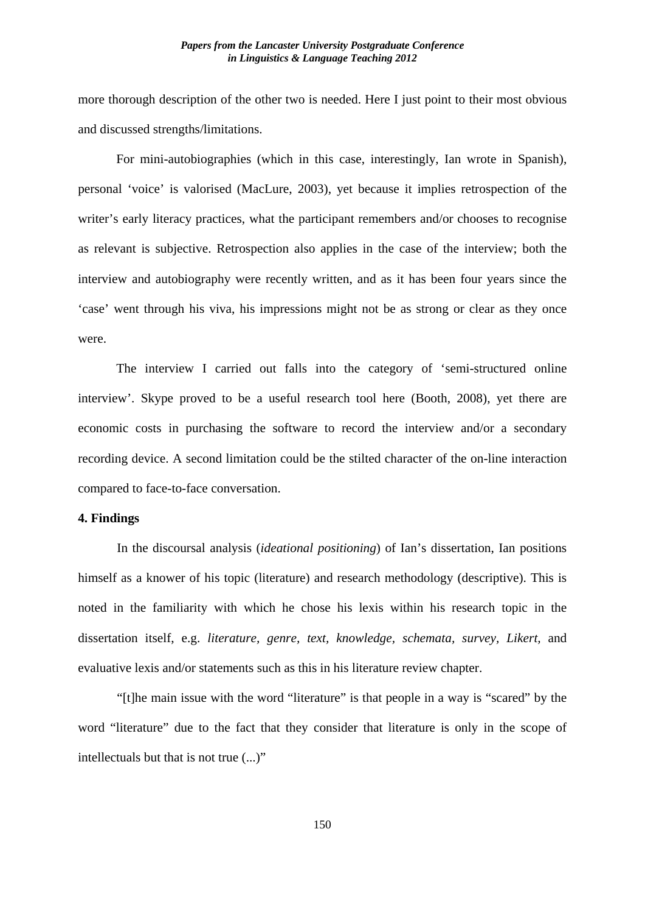more thorough description of the other two is needed. Here I just point to their most obvious and discussed strengths/limitations.

For mini-autobiographies (which in this case, interestingly, Ian wrote in Spanish), personal 'voice' is valorised (MacLure, 2003), yet because it implies retrospection of the writer's early literacy practices, what the participant remembers and/or chooses to recognise as relevant is subjective. Retrospection also applies in the case of the interview; both the interview and autobiography were recently written, and as it has been four years since the 'case' went through his viva, his impressions might not be as strong or clear as they once were.

The interview I carried out falls into the category of 'semi-structured online interview'. Skype proved to be a useful research tool here (Booth, 2008), yet there are economic costs in purchasing the software to record the interview and/or a secondary recording device. A second limitation could be the stilted character of the on-line interaction compared to face-to-face conversation.

**4. Findings**

In the discoursal analysis (*ideational positioning*) of Ian's dissertation, Ian positions himself as a knower of his topic (literature) and research methodology (descriptive). This is noted in the familiarity with which he chose his lexis within his research topic in the dissertation itself, e.g. *literature, genre, text, knowledge, schemata, survey, Likert,* and evaluative lexis and/or statements such as this in his literature review chapter.

"[t]he main issue with the word "literature" is that people in a way is "scared" by the word "literature" due to the fact that they consider that literature is only in the scope of intellectuals but that is not true (...)"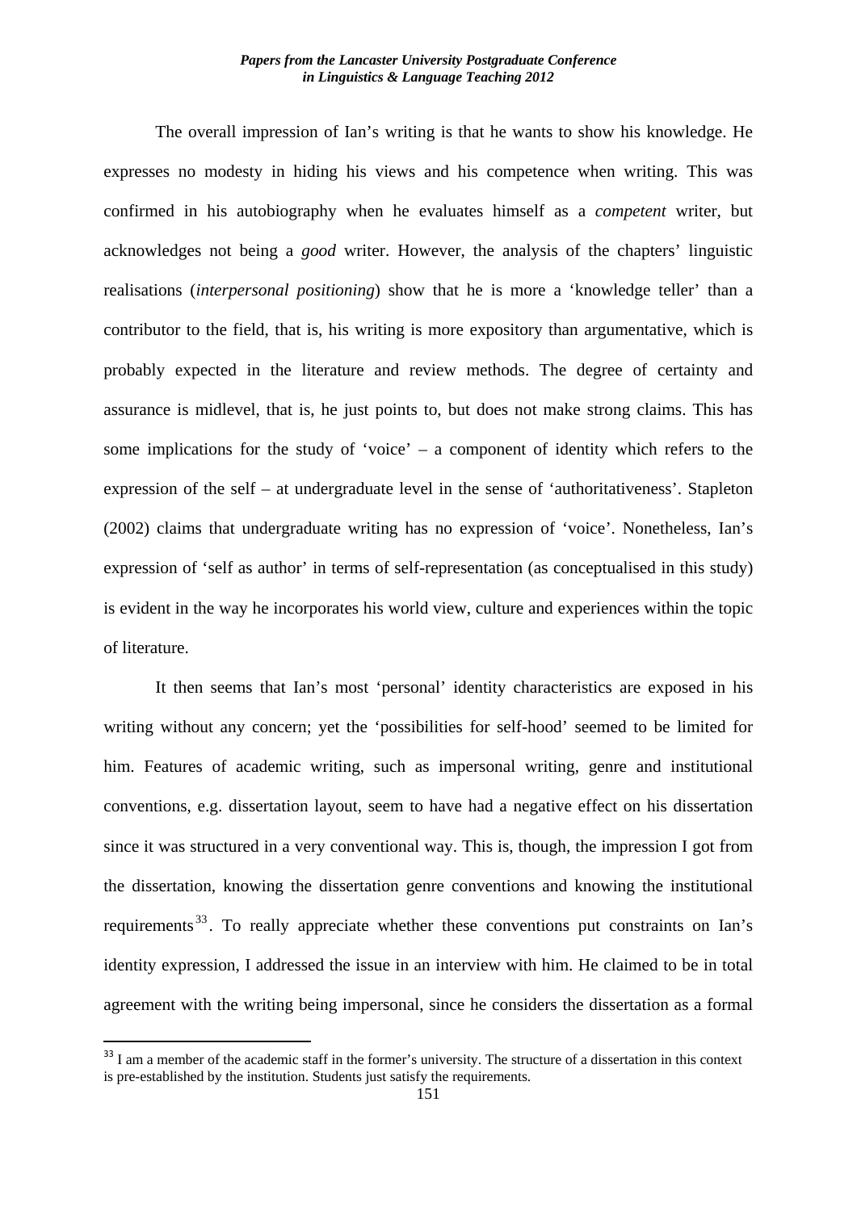The overall impression of Ian's writing is that he wants to show his knowledge. He expresses no modesty in hiding his views and his competence when writing. This was confirmed in his autobiography when he evaluates himself as a *competent* writer, but acknowledges not being a *good* writer. However, the analysis of the chapters' linguistic realisations (*interpersonal positioning*) show that he is more a 'knowledge teller' than a contributor to the field, that is, his writing is more expository than argumentative, which is probably expected in the literature and review methods. The degree of certainty and assurance is midlevel, that is, he just points to, but does not make strong claims. This has some implications for the study of 'voice' – a component of identity which refers to the expression of the self – at undergraduate level in the sense of 'authoritativeness'. Stapleton (2002) claims that undergraduate writing has no expression of 'voice'. Nonetheless, Ian's expression of 'self as author' in terms of self-representation (as conceptualised in this study) is evident in the way he incorporates his world view, culture and experiences within the topic of literature.

It then seems that Ian's most 'personal' identity characteristics are exposed in his writing without any concern; yet the 'possibilities for self-hood' seemed to be limited for him. Features of academic writing, such as impersonal writing, genre and institutional conventions, e.g. dissertation layout, seem to have had a negative effect on his dissertation since it was structured in a very conventional way. This is, though, the impression I got from the dissertation, knowing the dissertation genre conventions and knowing the institutional requirements[33]. To really appreciate whether these conventions put constraints on Ian's identity expression, I addressed the issue in an interview with him. He claimed to be in total agreement with the writing being impersonal, since he considers the dissertation as a formal

[33] I am a member of the academic staff in the former's university. The structure of a dissertation in this context is pre-established by the institution. Students just satisfy the requirements.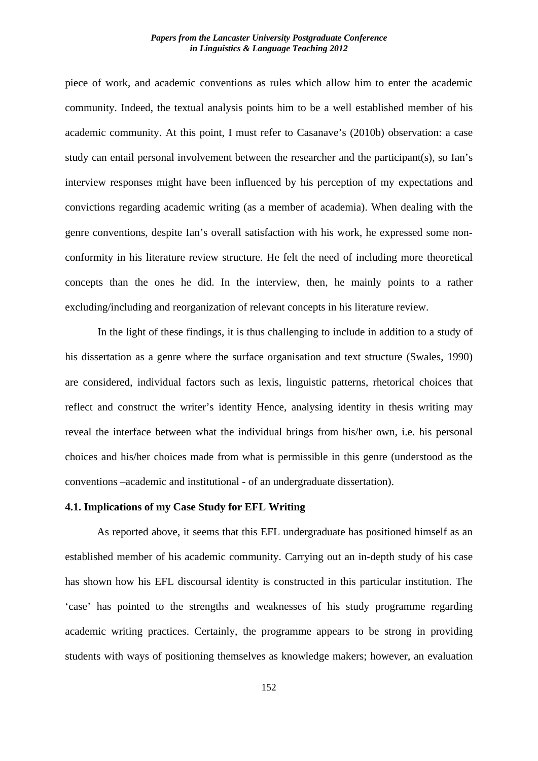piece of work, and academic conventions as rules which allow him to enter the academic community. Indeed, the textual analysis points him to be a well established member of his academic community. At this point, I must refer to Casanave's (2010b) observation: a case study can entail personal involvement between the researcher and the participant(s), so Ian's interview responses might have been influenced by his perception of my expectations and convictions regarding academic writing (as a member of academia). When dealing with the genre conventions, despite Ian's overall satisfaction with his work, he expressed some non-conformity in his literature review structure. He felt the need of including more theoretical concepts than the ones he did. In the interview, then, he mainly points to a rather excluding/including and reorganization of relevant concepts in his literature review.

In the light of these findings, it is thus challenging to include in addition to a study of his dissertation as a genre where the surface organisation and text structure (Swales, 1990) are considered, individual factors such as lexis, linguistic patterns, rhetorical choices that reflect and construct the writer's identity Hence, analysing identity in thesis writing may reveal the interface between what the individual brings from his/her own, i.e. his personal choices and his/her choices made from what is permissible in this genre (understood as the conventions –academic and institutional - of an undergraduate dissertation).

### 4.1. Implications of my Case Study for EFL Writing

As reported above, it seems that this EFL undergraduate has positioned himself as an established member of his academic community. Carrying out an in-depth study of his case has shown how his EFL discoursal identity is constructed in this particular institution. The 'case' has pointed to the strengths and weaknesses of his study programme regarding academic writing practices. Certainly, the programme appears to be strong in providing students with ways of positioning themselves as knowledge makers; however, an evaluation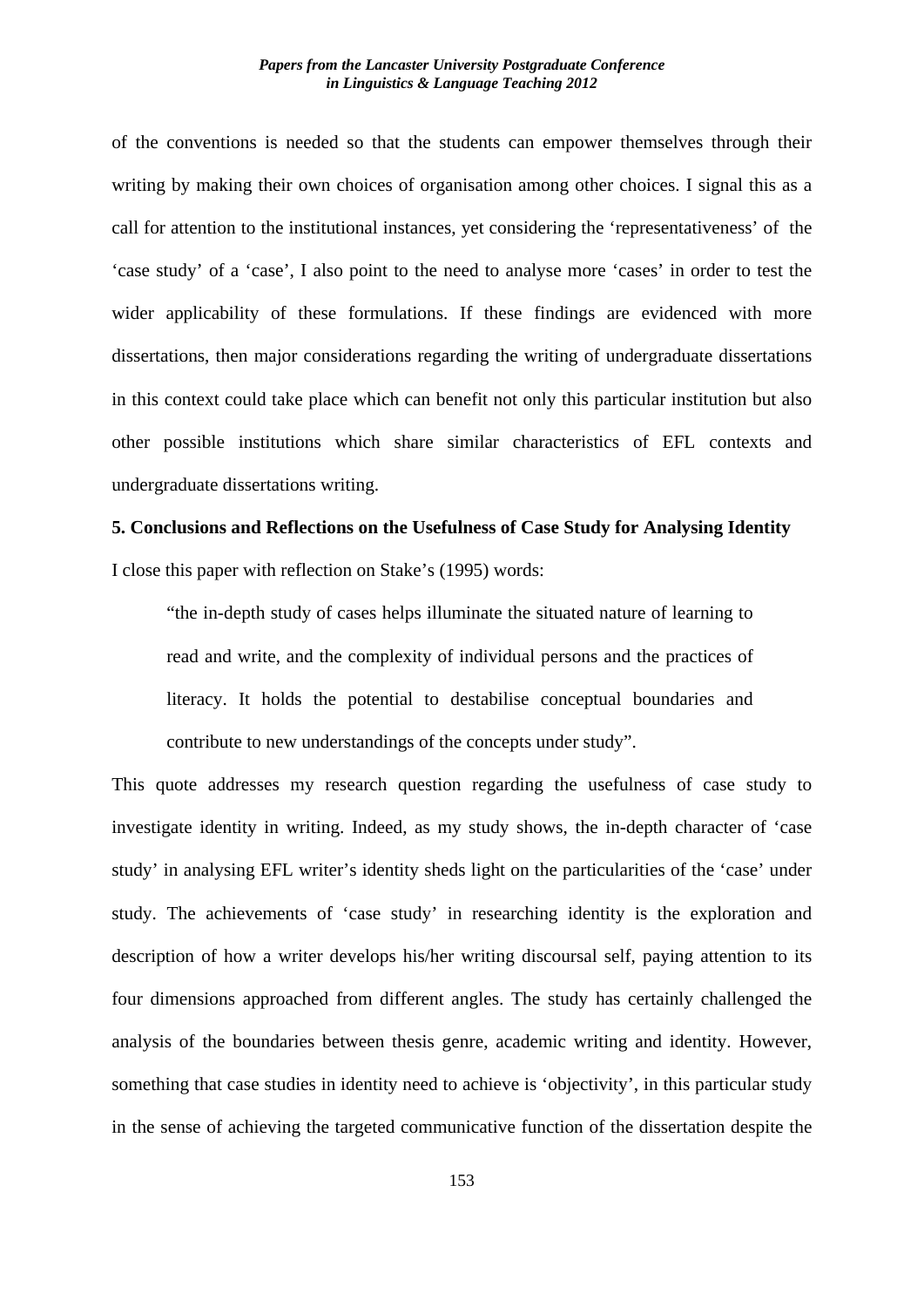of the conventions is needed so that the students can empower themselves through their writing by making their own choices of organisation among other choices. I signal this as a call for attention to the institutional instances, yet considering the 'representativeness' of the 'case study' of a 'case', I also point to the need to analyse more 'cases' in order to test the wider applicability of these formulations. If these findings are evidenced with more dissertations, then major considerations regarding the writing of undergraduate dissertations in this context could take place which can benefit not only this particular institution but also other possible institutions which share similar characteristics of EFL contexts and undergraduate dissertations writing.

### 5. Conclusions and Reflections on the Usefulness of Case Study for Analysing Identity

I close this paper with reflection on Stake's (1995) words:

> "the in-depth study of cases helps illuminate the situated nature of learning to read and write, and the complexity of individual persons and the practices of literacy. It holds the potential to destabilise conceptual boundaries and contribute to new understandings of the concepts under study".

This quote addresses my research question regarding the usefulness of case study to investigate identity in writing. Indeed, as my study shows, the in-depth character of 'case study' in analysing EFL writer's identity sheds light on the particularities of the 'case' under study. The achievements of 'case study' in researching identity is the exploration and description of how a writer develops his/her writing discoursal self, paying attention to its four dimensions approached from different angles. The study has certainly challenged the analysis of the boundaries between thesis genre, academic writing and identity. However, something that case studies in identity need to achieve is 'objectivity', in this particular study in the sense of achieving the targeted communicative function of the dissertation despite the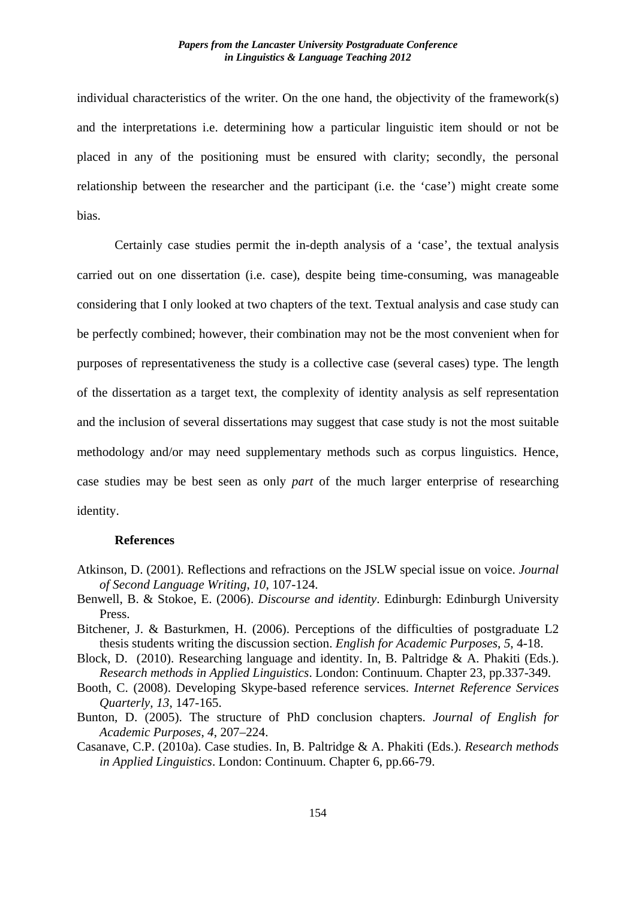individual characteristics of the writer. On the one hand, the objectivity of the framework(s) and the interpretations i.e. determining how a particular linguistic item should or not be placed in any of the positioning must be ensured with clarity; secondly, the personal relationship between the researcher and the participant (i.e. the 'case') might create some bias.

Certainly case studies permit the in-depth analysis of a 'case', the textual analysis carried out on one dissertation (i.e. case), despite being time-consuming, was manageable considering that I only looked at two chapters of the text. Textual analysis and case study can be perfectly combined; however, their combination may not be the most convenient when for purposes of representativeness the study is a collective case (several cases) type. The length of the dissertation as a target text, the complexity of identity analysis as self representation and the inclusion of several dissertations may suggest that case study is not the most suitable methodology and/or may need supplementary methods such as corpus linguistics. Hence, case studies may be best seen as only *part* of the much larger enterprise of researching identity.

**References**

Atkinson, D. (2001). Reflections and refractions on the JSLW special issue on voice. *Journal of Second Language Writing*, *10*, 107-124.

Benwell, B. & Stokoe, E. (2006). *Discourse and identity*. Edinburgh: Edinburgh University Press.

Bitchener, J. & Basturkmen, H. (2006). Perceptions of the difficulties of postgraduate L2 thesis students writing the discussion section. *English for Academic Purposes*, *5*, 4-18.

Block, D. (2010). Researching language and identity. In, B. Paltridge & A. Phakiti (Eds.). *Research methods in Applied Linguistics*. London: Continuum. Chapter 23, pp.337-349.

Booth, C. (2008). Developing Skype-based reference services. *Internet Reference Services Quarterly*, *13*, 147-165.

Bunton, D. (2005). The structure of PhD conclusion chapters. *Journal of English for Academic Purposes*, *4*, 207–224.

Casanave, C.P. (2010a). Case studies. In, B. Paltridge & A. Phakiti (Eds.). *Research methods in Applied Linguistics*. London: Continuum. Chapter 6, pp.66-79.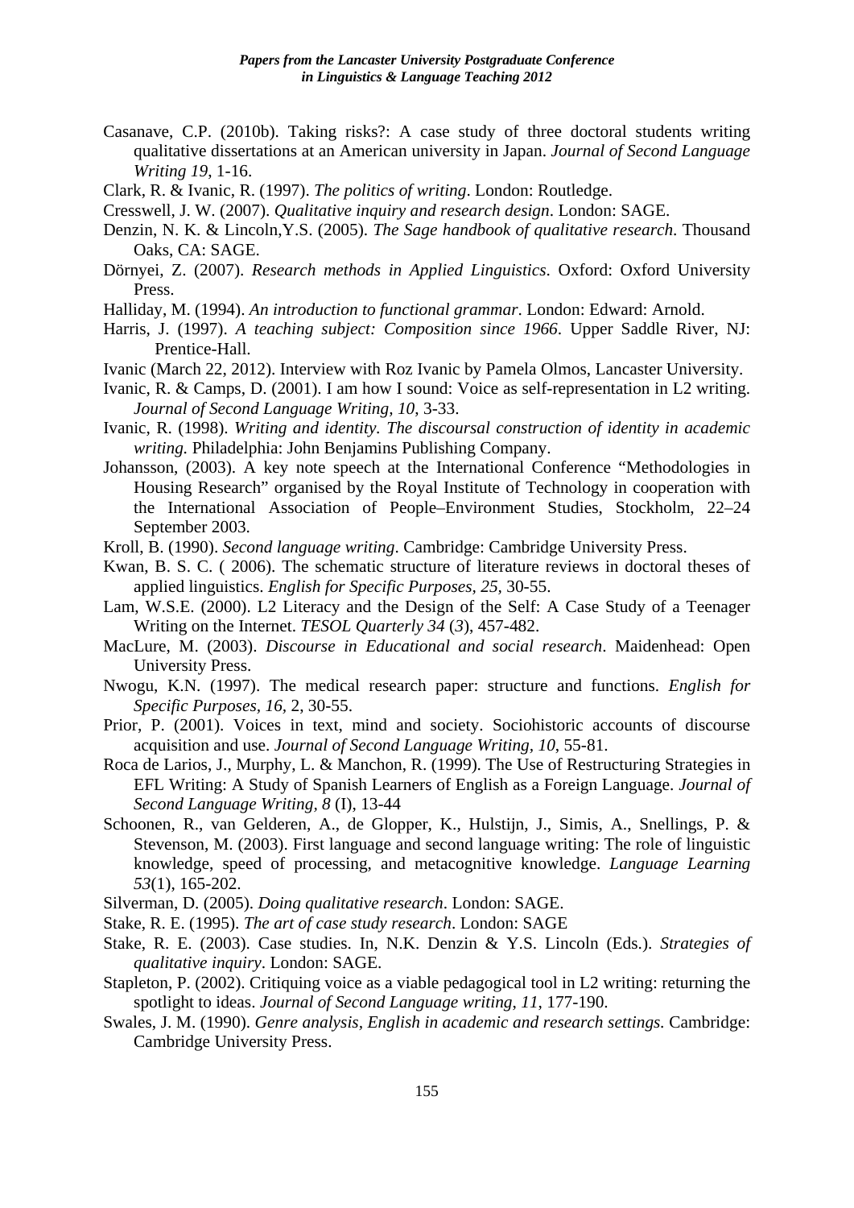Casanave, C.P. (2010b). Taking risks?: A case study of three doctoral students writing qualitative dissertations at an American university in Japan. *Journal of Second Language Writing 19*, 1-16.

Clark, R. & Ivanic, R. (1997). *The politics of writing*. London: Routledge.

Cresswell, J. W. (2007). *Qualitative inquiry and research design*. London: SAGE.

Denzin, N. K. & Lincoln,Y.S. (2005). *The Sage handbook of qualitative research*. Thousand Oaks, CA: SAGE.

Dörnyei, Z. (2007). *Research methods in Applied Linguistics*. Oxford: Oxford University Press.

Halliday, M. (1994). *An introduction to functional grammar*. London: Edward: Arnold.

Harris, J. (1997). *A teaching subject: Composition since 1966*. Upper Saddle River, NJ: Prentice-Hall.

Ivanic (March 22, 2012). Interview with Roz Ivanic by Pamela Olmos, Lancaster University.

Ivanic, R. & Camps, D. (2001). I am how I sound: Voice as self-representation in L2 writing. *Journal of Second Language Writing, 10*, 3-33.

Ivanic, R. (1998). *Writing and identity*. *The discoursal construction of identity in academic writing.* Philadelphia: John Benjamins Publishing Company.

Johansson, (2003). A key note speech at the International Conference "Methodologies in Housing Research" organised by the Royal Institute of Technology in cooperation with the International Association of People–Environment Studies, Stockholm, 22–24 September 2003.

Kroll, B. (1990). *Second language writing*. Cambridge: Cambridge University Press.

Kwan, B. S. C. ( 2006). The schematic structure of literature reviews in doctoral theses of applied linguistics. *English for Specific Purposes, 25*, 30-55.

Lam, W.S.E. (2000). L2 Literacy and the Design of the Self: A Case Study of a Teenager Writing on the Internet. *TESOL Quarterly 34* (*3*), 457-482.

MacLure, M. (2003). *Discourse in Educational and social research*. Maidenhead: Open University Press.

Nwogu, K.N. (1997). The medical research paper: structure and functions. *English for Specific Purposes, 16*, 2, 30-55.

Prior, P. (2001). Voices in text, mind and society. Sociohistoric accounts of discourse acquisition and use. *Journal of Second Language Writing, 10*, 55-81.

Roca de Larios, J., Murphy, L. & Manchon, R. (1999). The Use of Restructuring Strategies in EFL Writing: A Study of Spanish Learners of English as a Foreign Language. *Journal of Second Language Writing, 8* (I), 13-44

Schoonen, R., van Gelderen, A., de Glopper, K., Hulstijn, J., Simis, A., Snellings, P. & Stevenson, M. (2003). First language and second language writing: The role of linguistic knowledge, speed of processing, and metacognitive knowledge. *Language Learning 53*(1), 165-202.

Silverman, D. (2005). *Doing qualitative research*. London: SAGE.

Stake, R. E. (1995). *The art of case study research*. London: SAGE

Stake, R. E. (2003). Case studies. In, N.K. Denzin & Y.S. Lincoln (Eds.). *Strategies of qualitative inquiry*. London: SAGE.

Stapleton, P. (2002). Critiquing voice as a viable pedagogical tool in L2 writing: returning the spotlight to ideas. *Journal of Second Language writing, 11*, 177-190.

Swales, J. M. (1990). *Genre analysis, English in academic and research settings.* Cambridge: Cambridge University Press.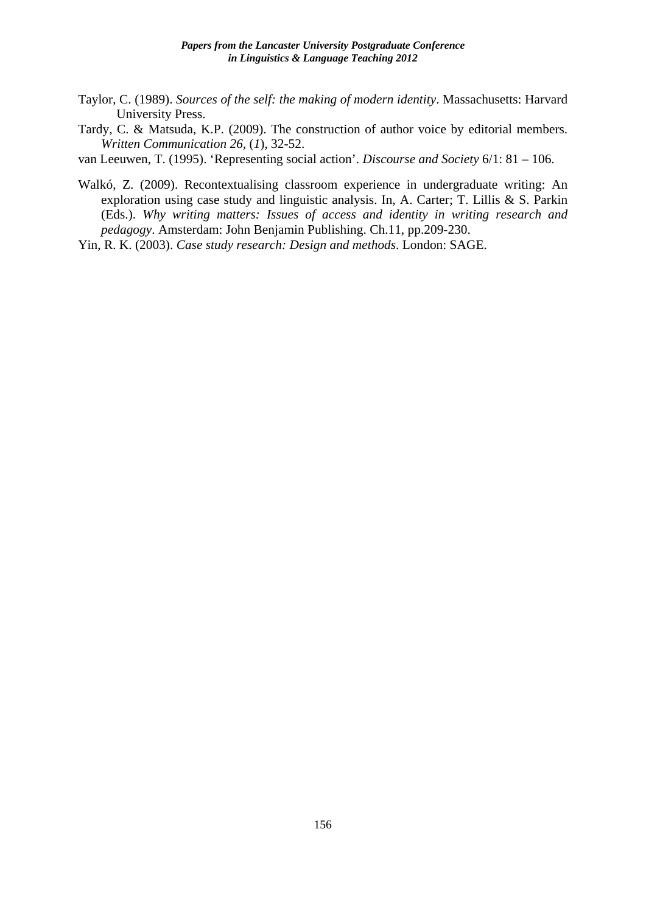Taylor, C. (1989). *Sources of the self: the making of modern identity*. Massachusetts: Harvard University Press.

Tardy, C. & Matsuda, K.P. (2009). The construction of author voice by editorial members. *Written Communication 26*, (*1*), 32-52.

van Leeuwen, T. (1995). 'Representing social action'. *Discourse and Society* 6/1: 81 – 106.

Walkó, Z. (2009). Recontextualising classroom experience in undergraduate writing: An exploration using case study and linguistic analysis. In, A. Carter; T. Lillis & S. Parkin (Eds.). *Why writing matters: Issues of access and identity in writing research and pedagogy*. Amsterdam: John Benjamin Publishing. Ch.11, pp.209-230.

Yin, R. K. (2003). *Case study research: Design and methods*. London: SAGE.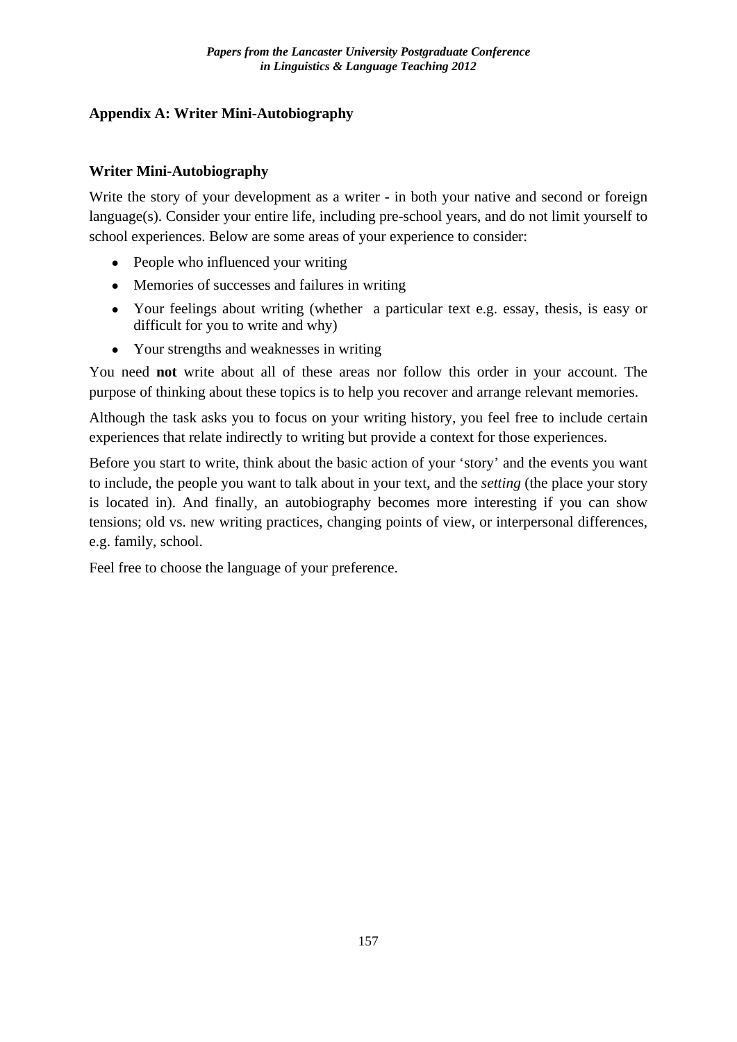## Appendix A: Writer Mini-Autobiography

### Writer Mini-Autobiography

Write the story of your development as a writer - in both your native and second or foreign language(s). Consider your entire life, including pre-school years, and do not limit yourself to school experiences. Below are some areas of your experience to consider:

- People who influenced your writing
- Memories of successes and failures in writing
- Your feelings about writing (whether a particular text e.g. essay, thesis, is easy or difficult for you to write and why)
- Your strengths and weaknesses in writing

You need **not** write about all of these areas nor follow this order in your account. The purpose of thinking about these topics is to help you recover and arrange relevant memories.

Although the task asks you to focus on your writing history, you feel free to include certain experiences that relate indirectly to writing but provide a context for those experiences.

Before you start to write, think about the basic action of your 'story' and the events you want to include, the people you want to talk about in your text, and the *setting* (the place your story is located in). And finally, an autobiography becomes more interesting if you can show tensions; old vs. new writing practices, changing points of view, or interpersonal differences, e.g. family, school.

Feel free to choose the language of your preference.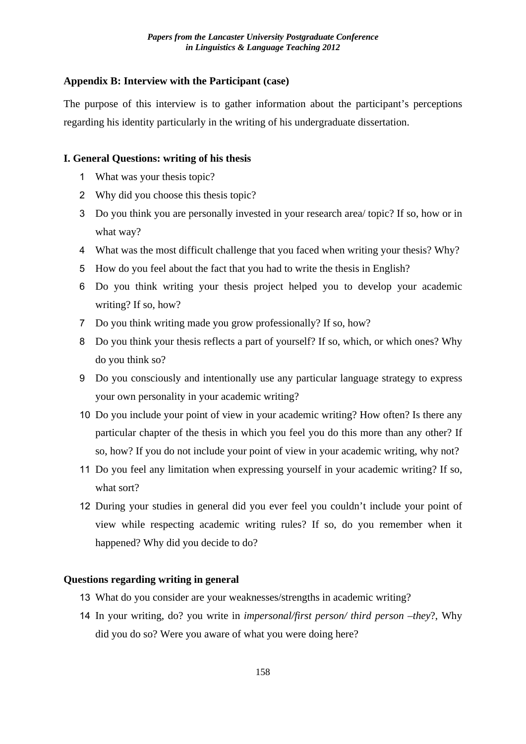## Appendix B: Interview with the Participant (case)

The purpose of this interview is to gather information about the participant's perceptions regarding his identity particularly in the writing of his undergraduate dissertation.

### I. General Questions: writing of his thesis

1. What was your thesis topic?
2. Why did you choose this thesis topic?
3. Do you think you are personally invested in your research area/ topic? If so, how or in what way?
4. What was the most difficult challenge that you faced when writing your thesis? Why?
5. How do you feel about the fact that you had to write the thesis in English?
6. Do you think writing your thesis project helped you to develop your academic writing? If so, how?
7. Do you think writing made you grow professionally? If so, how?
8. Do you think your thesis reflects a part of yourself? If so, which, or which ones? Why do you think so?
9. Do you consciously and intentionally use any particular language strategy to express your own personality in your academic writing?
10. Do you include your point of view in your academic writing? How often? Is there any particular chapter of the thesis in which you feel you do this more than any other? If so, how? If you do not include your point of view in your academic writing, why not?
11. Do you feel any limitation when expressing yourself in your academic writing? If so, what sort?
12. During your studies in general did you ever feel you couldn't include your point of view while respecting academic writing rules? If so, do you remember when it happened? Why did you decide to do?

### Questions regarding writing in general

13. What do you consider are your weaknesses/strengths in academic writing?
14. In your writing, do? you write in *impersonal/first person/ third person –they*?, Why did you do so? Were you aware of what you were doing here?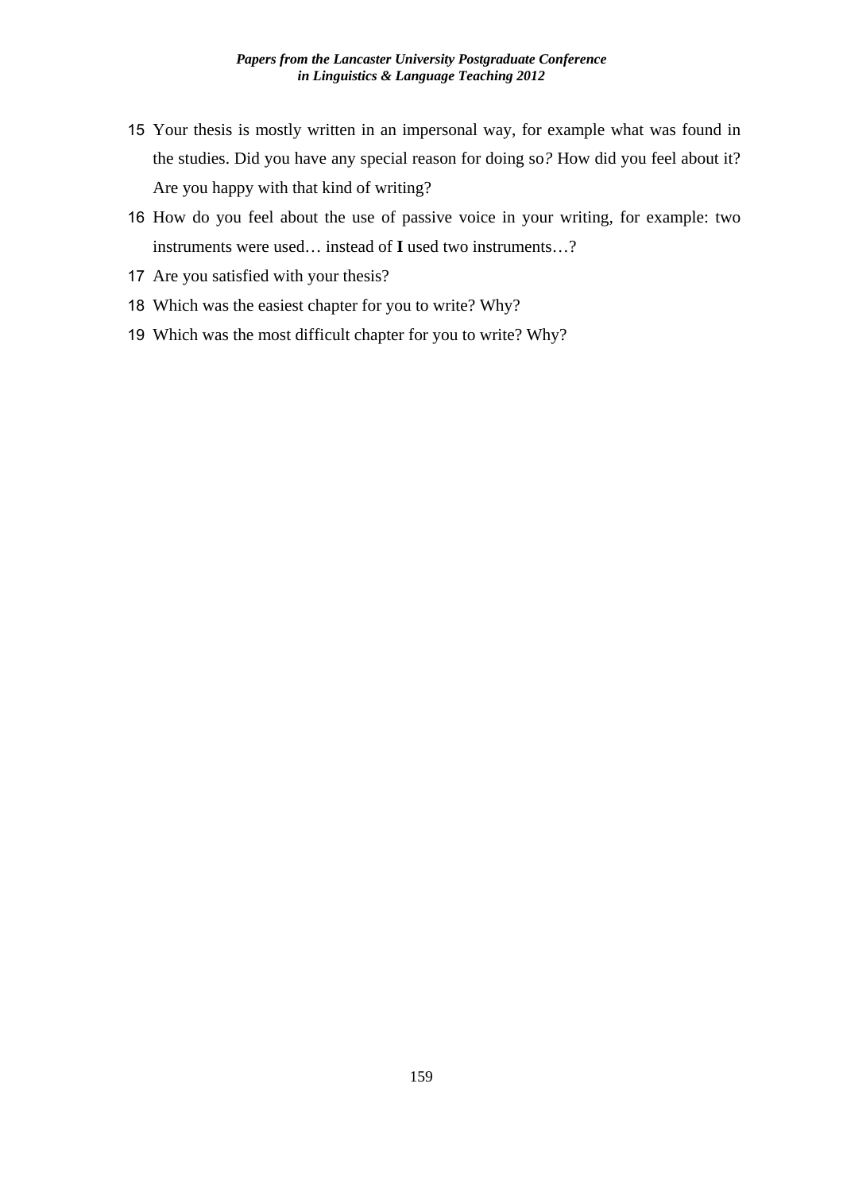15. Your thesis is mostly written in an impersonal way, for example what was found in the studies. Did you have any special reason for doing so*?* How did you feel about it? Are you happy with that kind of writing?
16. How do you feel about the use of passive voice in your writing, for example: two instruments were used… instead of **I** used two instruments…?
17. Are you satisfied with your thesis?
18. Which was the easiest chapter for you to write? Why?
19. Which was the most difficult chapter for you to write? Why?